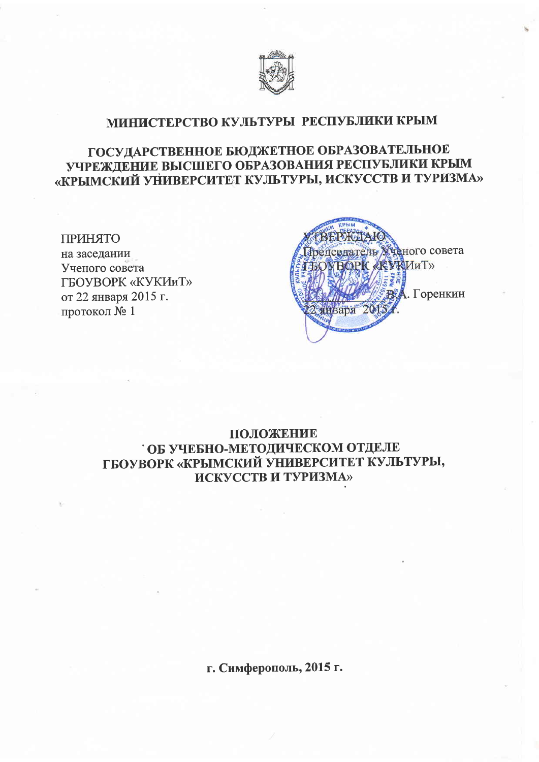# МИНИСТЕРСТВО КУЛЬТУРЫ РЕСПУБЛИКИ КРЫМ

## ГОСУДАРСТВЕННОЕ БЮДЖЕТНОЕ ОБРАЗОВАТЕЛЬНОЕ УЧРЕЖДЕНИЕ ВЫСШЕГО ОБРАЗОВАНИЯ РЕСПУБЛИКИ КРЫМ «КРЫМСКИЙ УНИВЕРСИТЕТ КУЛЬТУРЫ, ИСКУССТВ И ТУРИЗМА»

ПРИНЯТО
на заседании
Ученого совета
ГБОУВОРК «КУКИиТ»
от 22 января 2015 г.
протокол № 1

УТВЕРЖДАЮ
Председатель Ученого совета
ГБОУВОРК «КУКИиТ»
В.А. Горенкин
22 января 2015 г.

# ПОЛОЖЕНИЕ ОБ УЧЕБНО-МЕТОДИЧЕСКОМ ОТДЕЛЕ ГБОУВОРК «КРЫМСКИЙ УНИВЕРСИТЕТ КУЛЬТУРЫ, ИСКУССТВ И ТУРИЗМА»

**г. Симферополь, 2015 г.**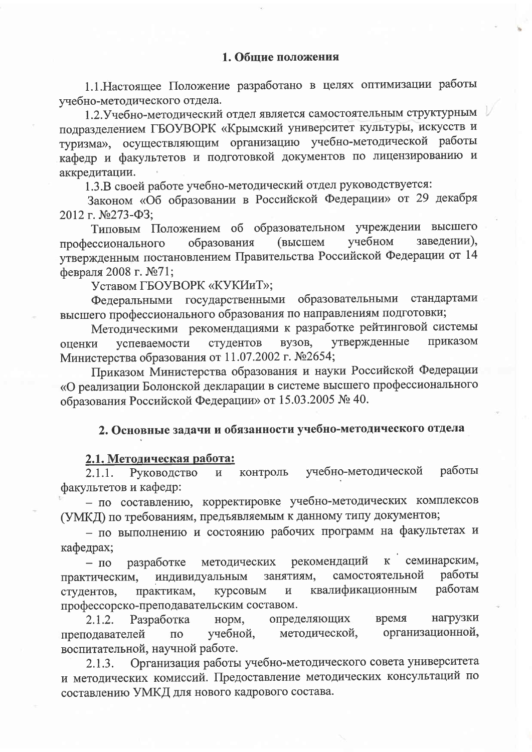## 1. Общие положения

1.1.Настоящее Положение разработано в целях оптимизации работы учебно-методического отдела.

1.2.Учебно-методический отдел является самостоятельным структурным подразделением ГБОУВОРК «Крымский университет культуры, искусств и туризма», осуществляющим организацию учебно-методической работы кафедр и факультетов и подготовкой документов по лицензированию и аккредитации.

1.3.В своей работе учебно-методический отдел руководствуется:

Законом «Об образовании в Российской Федерации» от 29 декабря 2012 г. №273-ФЗ;

Типовым Положением об образовательном учреждении высшего профессионального образования (высшем учебном заведении), утвержденным постановлением Правительства Российской Федерации от 14 февраля 2008 г. №71;

Уставом ГБОУВОРК «КУКИиТ»;

Федеральными государственными образовательными стандартами высшего профессионального образования по направлениям подготовки;

Методическими рекомендациями к разработке рейтинговой системы оценки успеваемости студентов вузов, утвержденные приказом Министерства образования от 11.07.2002 г. №2654;

Приказом Министерства образования и науки Российской Федерации «О реализации Болонской декларации в системе высшего профессионального образования Российской Федерации» от 15.03.2005 № 40.

## 2. Основные задачи и обязанности учебно-методического отдела

### 2.1. Методическая работа:

2.1.1. Руководство и контроль учебно-методической работы факультетов и кафедр:

– по составлению, корректировке учебно-методических комплексов (УМКД) по требованиям, предъявляемым к данному типу документов;

– по выполнению и состоянию рабочих программ на факультетах и кафедрах;

– по разработке методических рекомендаций к семинарским, практическим, индивидуальным занятиям, самостоятельной работы студентов, практикам, курсовым и квалификационным работам профессорско-преподавательским составом.

2.1.2. Разработка норм, определяющих время нагрузки преподавателей по учебной, методической, организационной, воспитательной, научной работе.

2.1.3. Организация работы учебно-методического совета университета и методических комиссий. Предоставление методических консультаций по составлению УМКД для нового кадрового состава.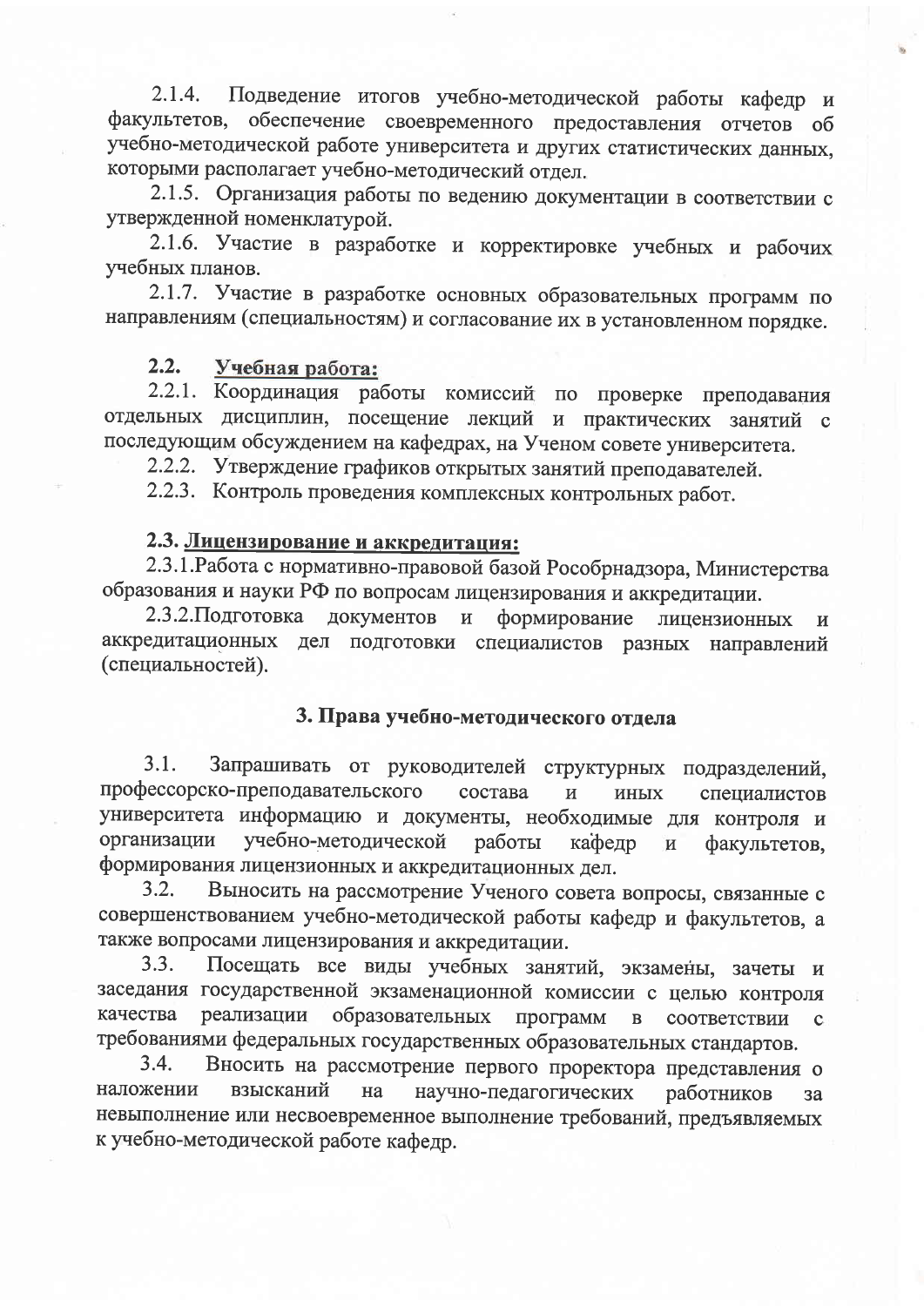2.1.4. Подведение итогов учебно-методической работы кафедр и факультетов, обеспечение своевременного предоставления отчетов об учебно-методической работе университета и других статистических данных, которыми располагает учебно-методический отдел.

2.1.5. Организация работы по ведению документации в соответствии с утвержденной номенклатурой.

2.1.6. Участие в разработке и корректировке учебных и рабочих учебных планов.

2.1.7. Участие в разработке основных образовательных программ по направлениям (специальностям) и согласование их в установленном порядке.

**2.2. <u>Учебная работа:</u>**

2.2.1. Координация работы комиссий по проверке преподавания отдельных дисциплин, посещение лекций и практических занятий с последующим обсуждением на кафедрах, на Ученом совете университета.

2.2.2. Утверждение графиков открытых занятий преподавателей.

2.2.3. Контроль проведения комплексных контрольных работ.

**2.3. <u>Лицензирование и аккредитация:</u>**

2.3.1.Работа с нормативно-правовой базой Рособрнадзора, Министерства образования и науки РФ по вопросам лицензирования и аккредитации.

2.3.2.Подготовка документов и формирование лицензионных и аккредитационных дел подготовки специалистов разных направлений (специальностей).

## 3. Права учебно-методического отдела

3.1. Запрашивать от руководителей структурных подразделений, профессорско-преподавательского состава и иных специалистов университета информацию и документы, необходимые для контроля и организации учебно-методической работы кафедр и факультетов, формирования лицензионных и аккредитационных дел.

3.2. Выносить на рассмотрение Ученого совета вопросы, связанные с совершенствованием учебно-методической работы кафедр и факультетов, а также вопросами лицензирования и аккредитации.

3.3. Посещать все виды учебных занятий, экзамены, зачеты и заседания государственной экзаменационной комиссии с целью контроля качества реализации образовательных программ в соответствии с требованиями федеральных государственных образовательных стандартов.

3.4. Вносить на рассмотрение первого проректора представления о наложении взысканий на научно-педагогических работников за невыполнение или несвоевременное выполнение требований, предъявляемых к учебно-методической работе кафедр.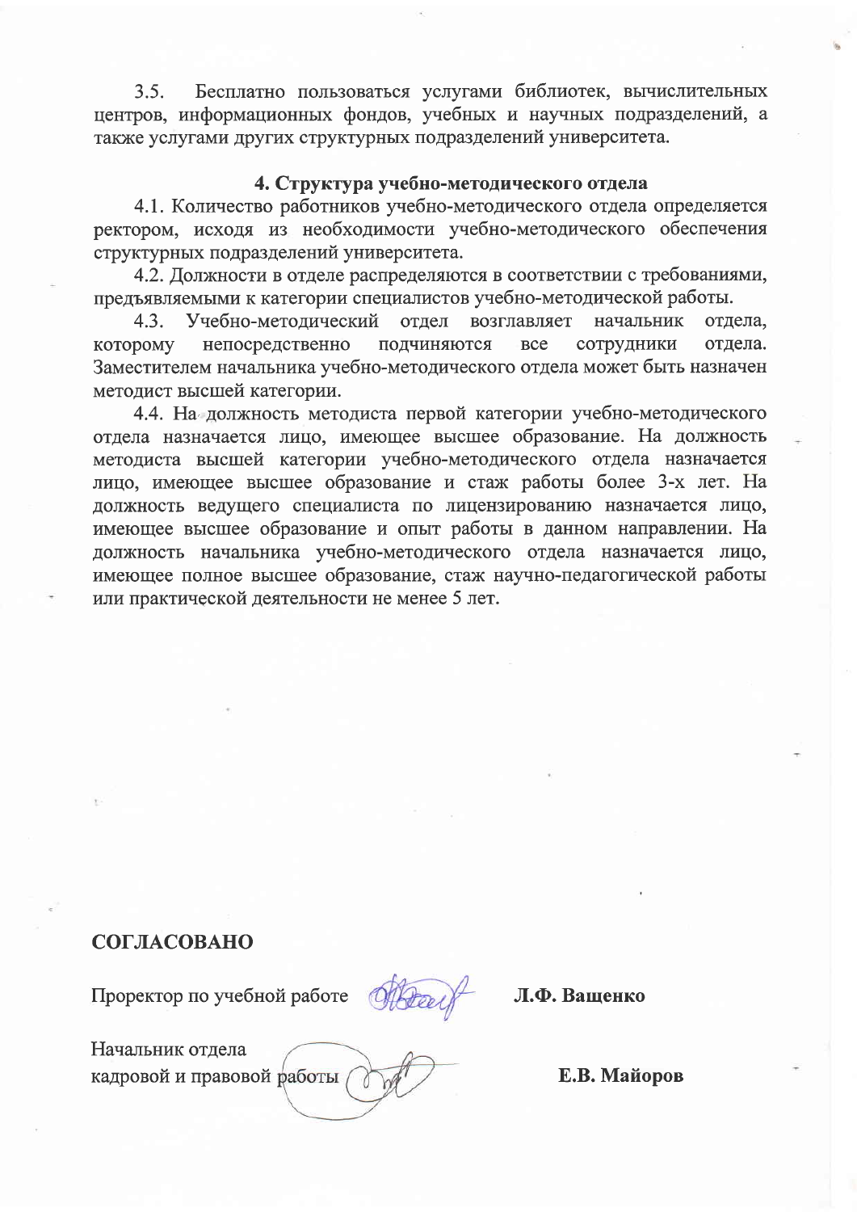3.5. Бесплатно пользоваться услугами библиотек, вычислительных центров, информационных фондов, учебных и научных подразделений, а также услугами других структурных подразделений университета.

### 4. Структура учебно-методического отдела

4.1. Количество работников учебно-методического отдела определяется ректором, исходя из необходимости учебно-методического обеспечения структурных подразделений университета.

4.2. Должности в отделе распределяются в соответствии с требованиями, предъявляемыми к категории специалистов учебно-методической работы.

4.3. Учебно-методический отдел возглавляет начальник отдела, которому непосредственно подчиняются все сотрудники отдела. Заместителем начальника учебно-методического отдела может быть назначен методист высшей категории.

4.4. На должность методиста первой категории учебно-методического отдела назначается лицо, имеющее высшее образование. На должность методиста высшей категории учебно-методического отдела назначается лицо, имеющее высшее образование и стаж работы более 3-х лет. На должность ведущего специалиста по лицензированию назначается лицо, имеющее высшее образование и опыт работы в данном направлении. На должность начальника учебно-методического отдела назначается лицо, имеющее полное высшее образование, стаж научно-педагогической работы или практической деятельности не менее 5 лет.

**СОГЛАСОВАНО**

Проректор по учебной работе **Л.Ф. Ващенко**

Начальник отдела
кадровой и правовой работы **Е.В. Майоров**